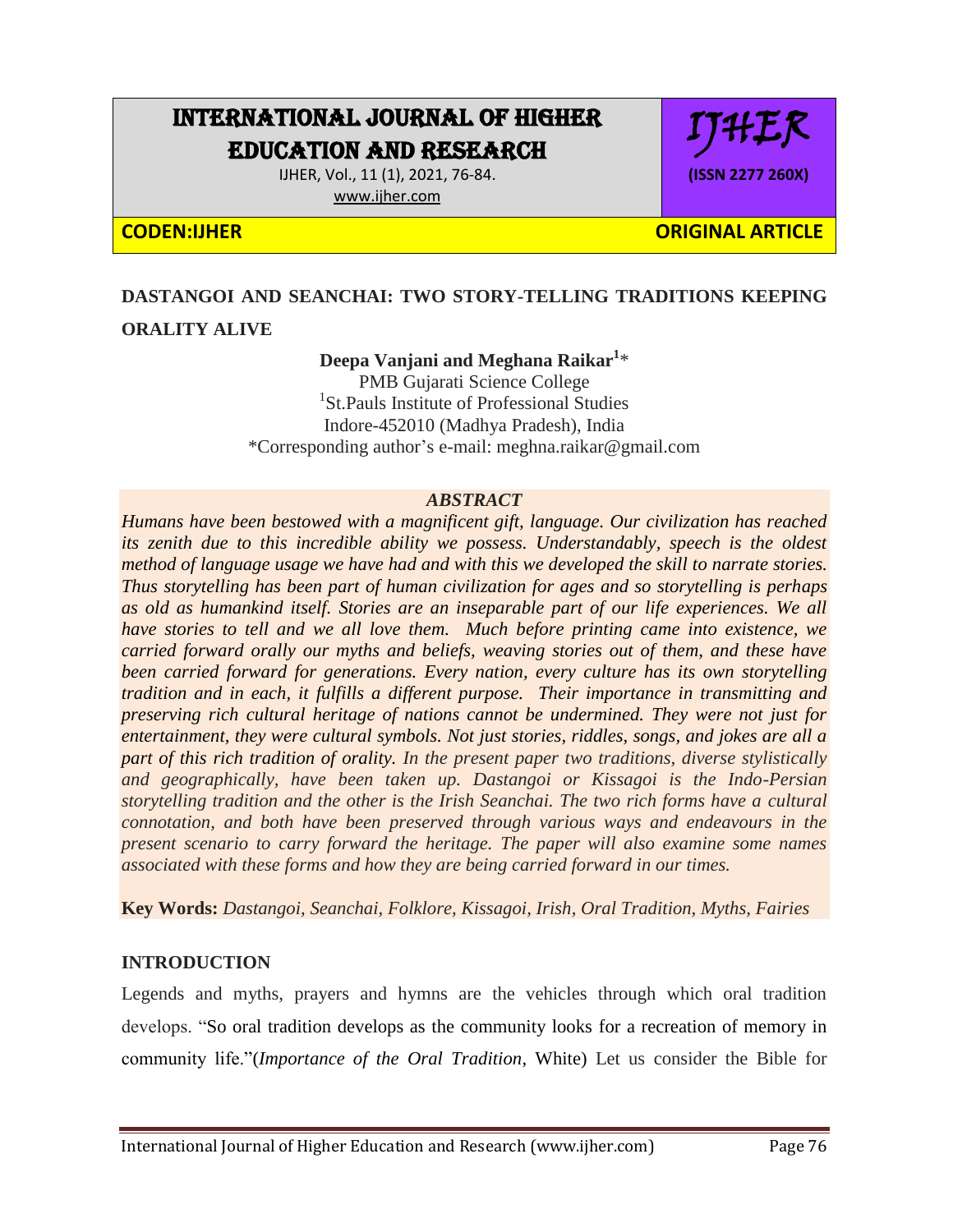# DASTANGOI AND SEANCHAI: TWO STORY-TELLING TRADITIONS KEEPING ORALITY ALIVE

**Deepa Vanjani and Meghana Raikar[1]***

PMB Gujarati Science College
[1]St.Pauls Institute of Professional Studies
Indore-452010 (Madhya Pradesh), India
*Corresponding author's e-mail: meghna.raikar@gmail.com

## *ABSTRACT*

*Humans have been bestowed with a magnificent gift, language. Our civilization has reached its zenith due to this incredible ability we possess. Understandably, speech is the oldest method of language usage we have had and with this we developed the skill to narrate stories. Thus storytelling has been part of human civilization for ages and so storytelling is perhaps as old as humankind itself. Stories are an inseparable part of our life experiences. We all have stories to tell and we all love them. Much before printing came into existence, we carried forward orally our myths and beliefs, weaving stories out of them, and these have been carried forward for generations. Every nation, every culture has its own storytelling tradition and in each, it fulfills a different purpose. Their importance in transmitting and preserving rich cultural heritage of nations cannot be undermined. They were not just for entertainment, they were cultural symbols. Not just stories, riddles, songs, and jokes are all a part of this rich tradition of orality. In the present paper two traditions, diverse stylistically and geographically, have been taken up. Dastangoi or Kissagoi is the Indo-Persian storytelling tradition and the other is the Irish Seanchai. The two rich forms have a cultural connotation, and both have been preserved through various ways and endeavours in the present scenario to carry forward the heritage. The paper will also examine some names associated with these forms and how they are being carried forward in our times.*

**Key Words:** *Dastangoi, Seanchai, Folklore, Kissagoi, Irish, Oral Tradition, Myths, Fairies*

## INTRODUCTION

Legends and myths, prayers and hymns are the vehicles through which oral tradition develops. "So oral tradition develops as the community looks for a recreation of memory in community life."(*Importance of the Oral Tradition*, White) Let us consider the Bible for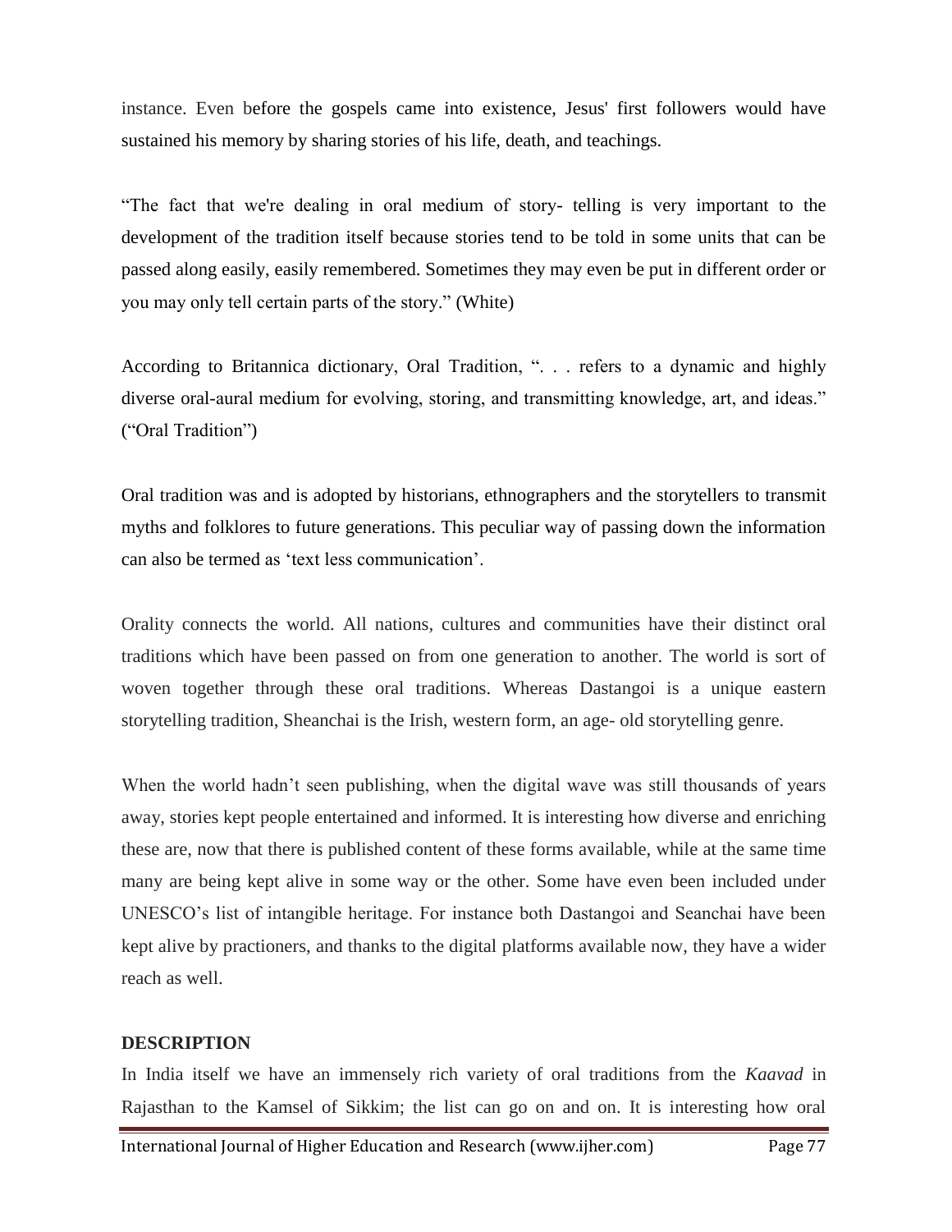instance. Even before the gospels came into existence, Jesus' first followers would have sustained his memory by sharing stories of his life, death, and teachings.

"The fact that we're dealing in oral medium of story- telling is very important to the development of the tradition itself because stories tend to be told in some units that can be passed along easily, easily remembered. Sometimes they may even be put in different order or you may only tell certain parts of the story." (White)

According to Britannica dictionary, Oral Tradition, ". . . refers to a dynamic and highly diverse oral-aural medium for evolving, storing, and transmitting knowledge, art, and ideas." ("Oral Tradition")

Oral tradition was and is adopted by historians, ethnographers and the storytellers to transmit myths and folklores to future generations. This peculiar way of passing down the information can also be termed as 'text less communication'.

Orality connects the world. All nations, cultures and communities have their distinct oral traditions which have been passed on from one generation to another. The world is sort of woven together through these oral traditions. Whereas Dastangoi is a unique eastern storytelling tradition, Sheanchai is the Irish, western form, an age- old storytelling genre.

When the world hadn't seen publishing, when the digital wave was still thousands of years away, stories kept people entertained and informed. It is interesting how diverse and enriching these are, now that there is published content of these forms available, while at the same time many are being kept alive in some way or the other. Some have even been included under UNESCO's list of intangible heritage. For instance both Dastangoi and Seanchai have been kept alive by practioners, and thanks to the digital platforms available now, they have a wider reach as well.

## DESCRIPTION

In India itself we have an immensely rich variety of oral traditions from the *Kaavad* in Rajasthan to the Kamsel of Sikkim; the list can go on and on. It is interesting how oral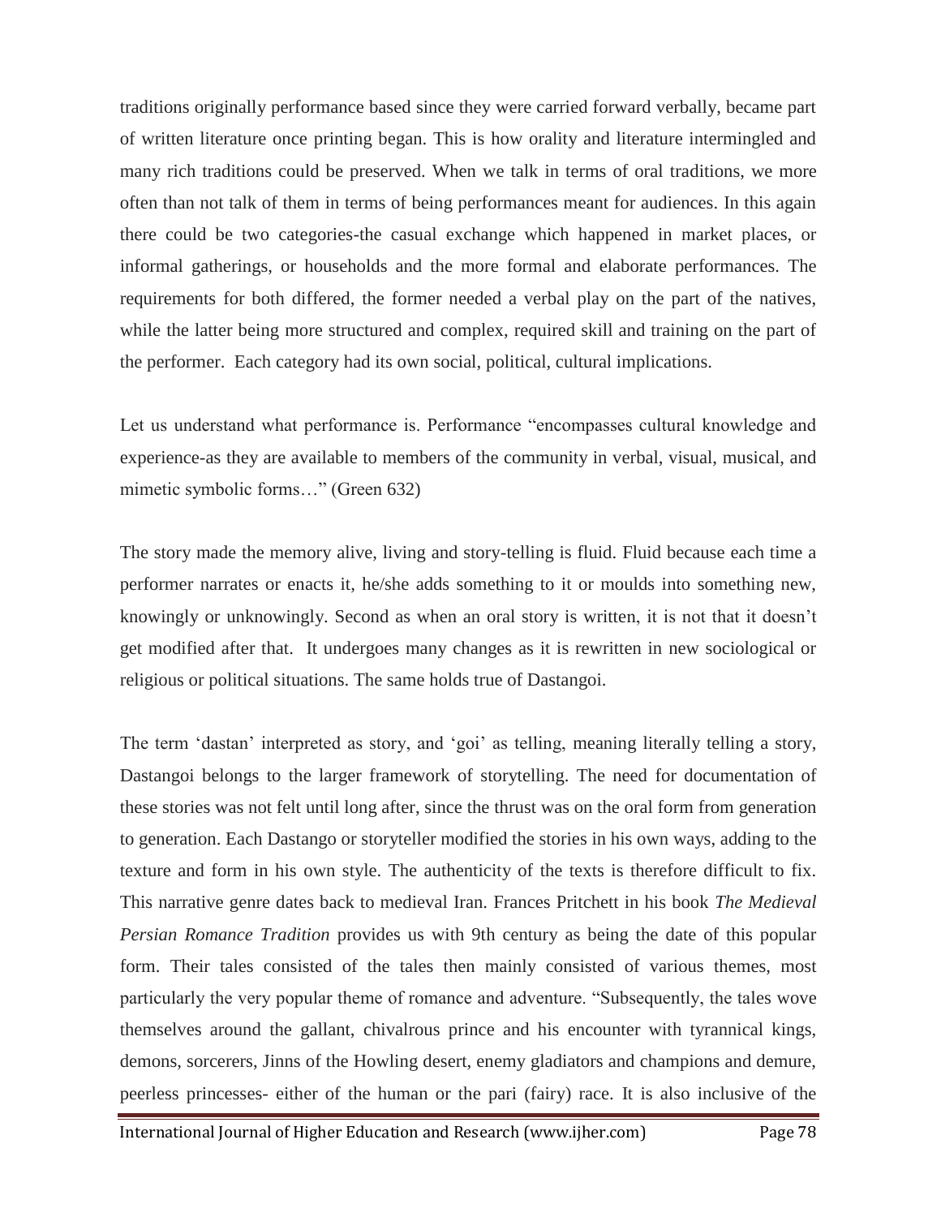traditions originally performance based since they were carried forward verbally, became part of written literature once printing began. This is how orality and literature intermingled and many rich traditions could be preserved. When we talk in terms of oral traditions, we more often than not talk of them in terms of being performances meant for audiences. In this again there could be two categories-the casual exchange which happened in market places, or informal gatherings, or households and the more formal and elaborate performances. The requirements for both differed, the former needed a verbal play on the part of the natives, while the latter being more structured and complex, required skill and training on the part of the performer. Each category had its own social, political, cultural implications.

Let us understand what performance is. Performance "encompasses cultural knowledge and experience-as they are available to members of the community in verbal, visual, musical, and mimetic symbolic forms…" (Green 632)

The story made the memory alive, living and story-telling is fluid. Fluid because each time a performer narrates or enacts it, he/she adds something to it or moulds into something new, knowingly or unknowingly. Second as when an oral story is written, it is not that it doesn't get modified after that. It undergoes many changes as it is rewritten in new sociological or religious or political situations. The same holds true of Dastangoi.

The term 'dastan' interpreted as story, and 'goi' as telling, meaning literally telling a story, Dastangoi belongs to the larger framework of storytelling. The need for documentation of these stories was not felt until long after, since the thrust was on the oral form from generation to generation. Each Dastango or storyteller modified the stories in his own ways, adding to the texture and form in his own style. The authenticity of the texts is therefore difficult to fix. This narrative genre dates back to medieval Iran. Frances Pritchett in his book *The Medieval Persian Romance Tradition* provides us with 9th century as being the date of this popular form. Their tales consisted of the tales then mainly consisted of various themes, most particularly the very popular theme of romance and adventure. "Subsequently, the tales wove themselves around the gallant, chivalrous prince and his encounter with tyrannical kings, demons, sorcerers, Jinns of the Howling desert, enemy gladiators and champions and demure, peerless princesses- either of the human or the pari (fairy) race. It is also inclusive of the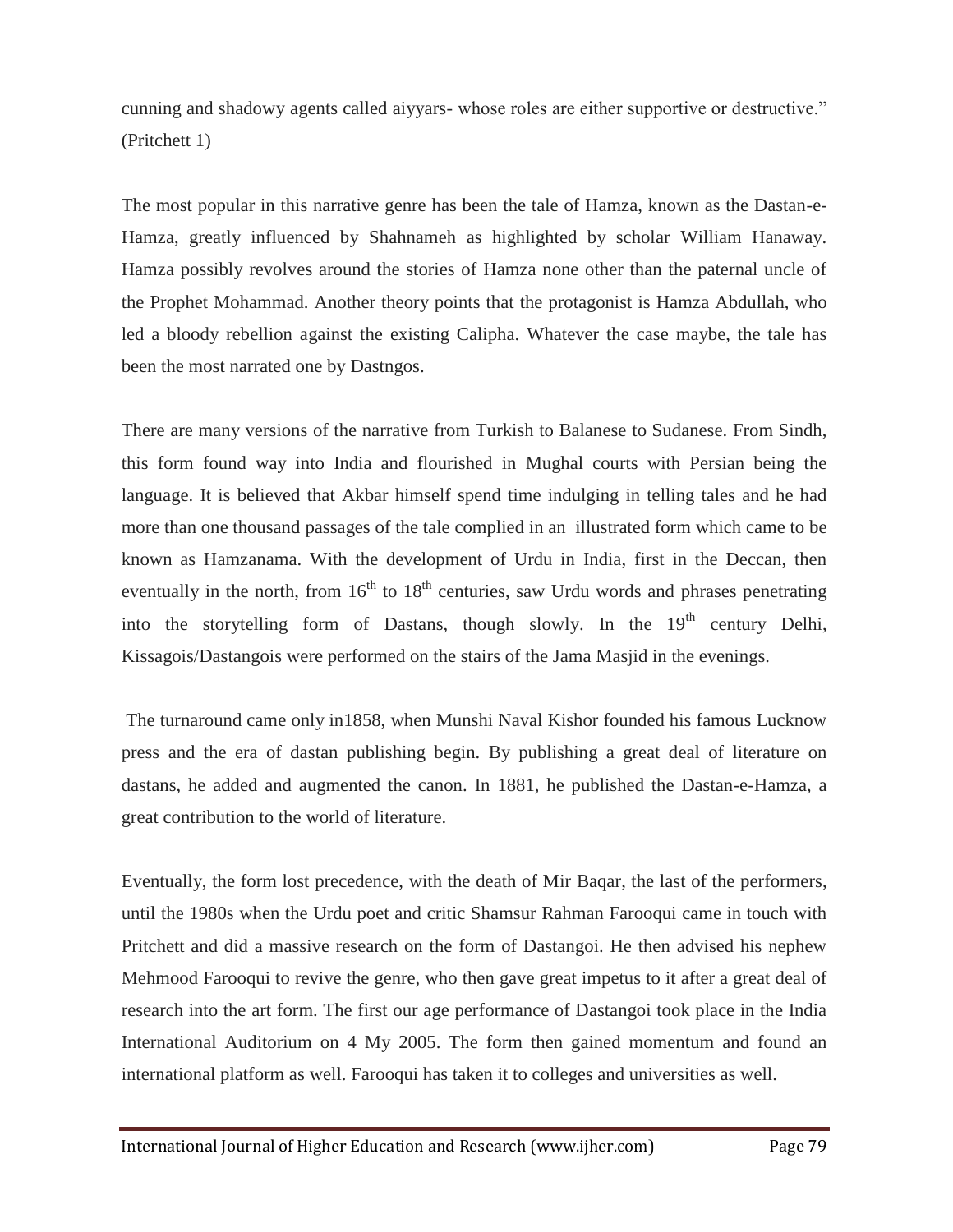cunning and shadowy agents called aiyyars- whose roles are either supportive or destructive." (Pritchett 1)

The most popular in this narrative genre has been the tale of Hamza, known as the Dastan-e-Hamza, greatly influenced by Shahnameh as highlighted by scholar William Hanaway. Hamza possibly revolves around the stories of Hamza none other than the paternal uncle of the Prophet Mohammad. Another theory points that the protagonist is Hamza Abdullah, who led a bloody rebellion against the existing Calipha. Whatever the case maybe, the tale has been the most narrated one by Dastngos.

There are many versions of the narrative from Turkish to Balanese to Sudanese. From Sindh, this form found way into India and flourished in Mughal courts with Persian being the language. It is believed that Akbar himself spend time indulging in telling tales and he had more than one thousand passages of the tale complied in an illustrated form which came to be known as Hamzanama. With the development of Urdu in India, first in the Deccan, then eventually in the north, from 16th to 18th centuries, saw Urdu words and phrases penetrating into the storytelling form of Dastans, though slowly. In the 19th century Delhi, Kissagois/Dastangois were performed on the stairs of the Jama Masjid in the evenings.

The turnaround came only in1858, when Munshi Naval Kishor founded his famous Lucknow press and the era of dastan publishing begin. By publishing a great deal of literature on dastans, he added and augmented the canon. In 1881, he published the Dastan-e-Hamza, a great contribution to the world of literature.

Eventually, the form lost precedence, with the death of Mir Baqar, the last of the performers, until the 1980s when the Urdu poet and critic Shamsur Rahman Farooqui came in touch with Pritchett and did a massive research on the form of Dastangoi. He then advised his nephew Mehmood Farooqui to revive the genre, who then gave great impetus to it after a great deal of research into the art form. The first our age performance of Dastangoi took place in the India International Auditorium on 4 My 2005. The form then gained momentum and found an international platform as well. Farooqui has taken it to colleges and universities as well.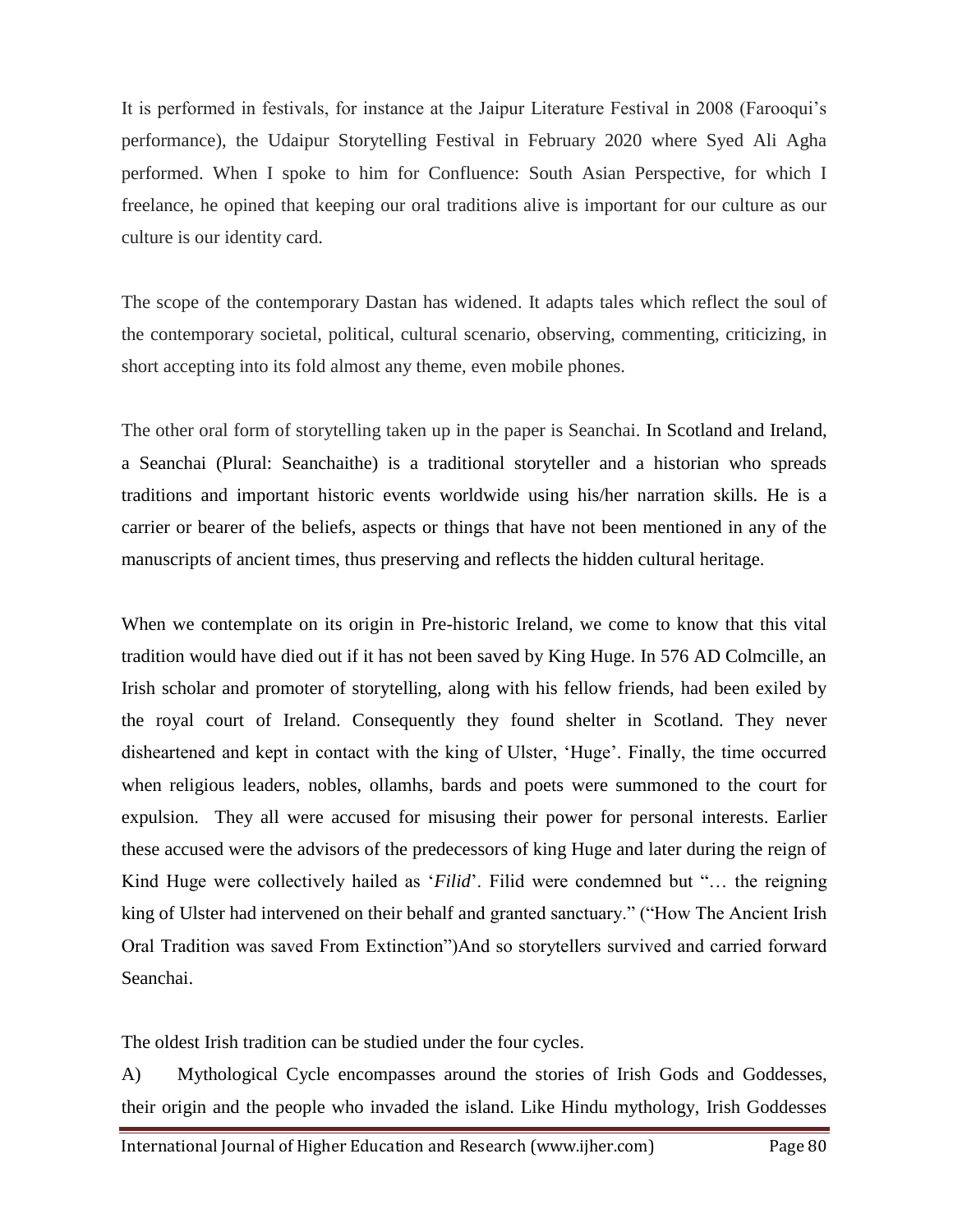It is performed in festivals, for instance at the Jaipur Literature Festival in 2008 (Farooqui's performance), the Udaipur Storytelling Festival in February 2020 where Syed Ali Agha performed. When I spoke to him for Confluence: South Asian Perspective, for which I freelance, he opined that keeping our oral traditions alive is important for our culture as our culture is our identity card.

The scope of the contemporary Dastan has widened. It adapts tales which reflect the soul of the contemporary societal, political, cultural scenario, observing, commenting, criticizing, in short accepting into its fold almost any theme, even mobile phones.

The other oral form of storytelling taken up in the paper is Seanchai. In Scotland and Ireland, a Seanchai (Plural: Seanchaithe) is a traditional storyteller and a historian who spreads traditions and important historic events worldwide using his/her narration skills. He is a carrier or bearer of the beliefs, aspects or things that have not been mentioned in any of the manuscripts of ancient times, thus preserving and reflects the hidden cultural heritage.

When we contemplate on its origin in Pre-historic Ireland, we come to know that this vital tradition would have died out if it has not been saved by King Huge. In 576 AD Colmcille, an Irish scholar and promoter of storytelling, along with his fellow friends, had been exiled by the royal court of Ireland. Consequently they found shelter in Scotland. They never disheartened and kept in contact with the king of Ulster, 'Huge'. Finally, the time occurred when religious leaders, nobles, ollamhs, bards and poets were summoned to the court for expulsion. They all were accused for misusing their power for personal interests. Earlier these accused were the advisors of the predecessors of king Huge and later during the reign of Kind Huge were collectively hailed as '*Filid*'. Filid were condemned but "… the reigning king of Ulster had intervened on their behalf and granted sanctuary." ("How The Ancient Irish Oral Tradition was saved From Extinction")And so storytellers survived and carried forward Seanchai.

The oldest Irish tradition can be studied under the four cycles.

A) Mythological Cycle encompasses around the stories of Irish Gods and Goddesses, their origin and the people who invaded the island. Like Hindu mythology, Irish Goddesses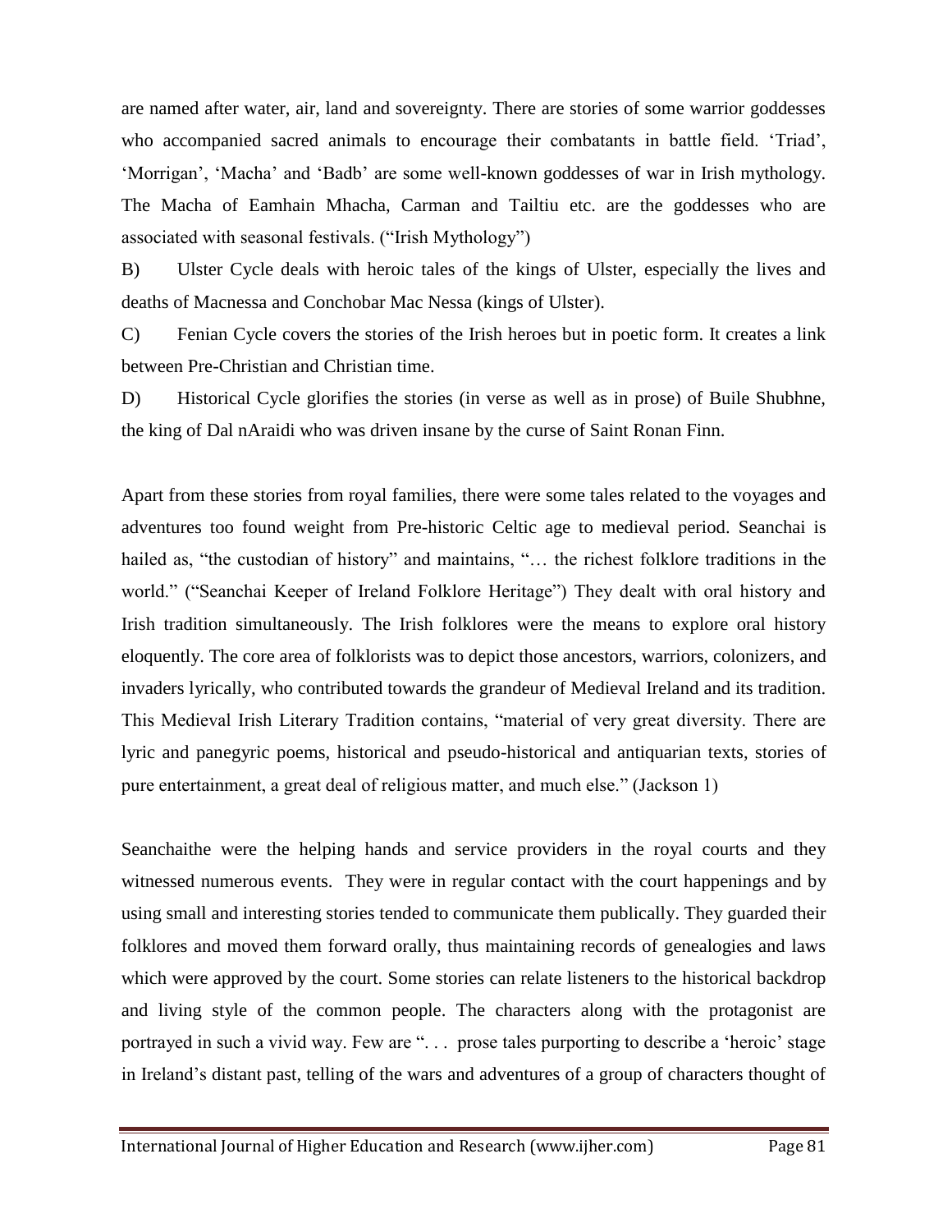are named after water, air, land and sovereignty. There are stories of some warrior goddesses who accompanied sacred animals to encourage their combatants in battle field. 'Triad', 'Morrigan', 'Macha' and 'Badb' are some well-known goddesses of war in Irish mythology. The Macha of Eamhain Mhacha, Carman and Tailtiu etc. are the goddesses who are associated with seasonal festivals. ("Irish Mythology")

B) Ulster Cycle deals with heroic tales of the kings of Ulster, especially the lives and deaths of Macnessa and Conchobar Mac Nessa (kings of Ulster).

C) Fenian Cycle covers the stories of the Irish heroes but in poetic form. It creates a link between Pre-Christian and Christian time.

D) Historical Cycle glorifies the stories (in verse as well as in prose) of Buile Shubhne, the king of Dal nAraidi who was driven insane by the curse of Saint Ronan Finn.

Apart from these stories from royal families, there were some tales related to the voyages and adventures too found weight from Pre-historic Celtic age to medieval period. Seanchai is hailed as, "the custodian of history" and maintains, "… the richest folklore traditions in the world." ("Seanchai Keeper of Ireland Folklore Heritage") They dealt with oral history and Irish tradition simultaneously. The Irish folklores were the means to explore oral history eloquently. The core area of folklorists was to depict those ancestors, warriors, colonizers, and invaders lyrically, who contributed towards the grandeur of Medieval Ireland and its tradition. This Medieval Irish Literary Tradition contains, "material of very great diversity. There are lyric and panegyric poems, historical and pseudo-historical and antiquarian texts, stories of pure entertainment, a great deal of religious matter, and much else." (Jackson 1)

Seanchaithe were the helping hands and service providers in the royal courts and they witnessed numerous events. They were in regular contact with the court happenings and by using small and interesting stories tended to communicate them publically. They guarded their folklores and moved them forward orally, thus maintaining records of genealogies and laws which were approved by the court. Some stories can relate listeners to the historical backdrop and living style of the common people. The characters along with the protagonist are portrayed in such a vivid way. Few are ". . . prose tales purporting to describe a 'heroic' stage in Ireland's distant past, telling of the wars and adventures of a group of characters thought of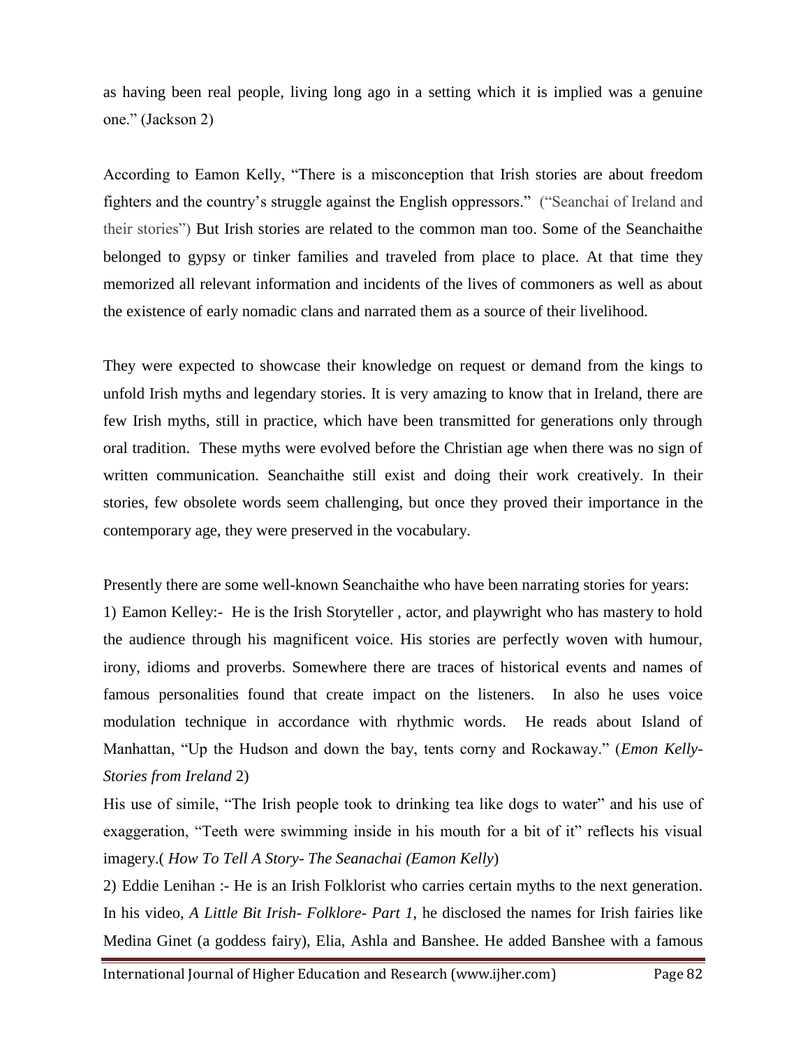as having been real people, living long ago in a setting which it is implied was a genuine one." (Jackson 2)

According to Eamon Kelly, "There is a misconception that Irish stories are about freedom fighters and the country's struggle against the English oppressors." ("Seanchai of Ireland and their stories") But Irish stories are related to the common man too. Some of the Seanchaithe belonged to gypsy or tinker families and traveled from place to place. At that time they memorized all relevant information and incidents of the lives of commoners as well as about the existence of early nomadic clans and narrated them as a source of their livelihood.

They were expected to showcase their knowledge on request or demand from the kings to unfold Irish myths and legendary stories. It is very amazing to know that in Ireland, there are few Irish myths, still in practice, which have been transmitted for generations only through oral tradition. These myths were evolved before the Christian age when there was no sign of written communication. Seanchaithe still exist and doing their work creatively. In their stories, few obsolete words seem challenging, but once they proved their importance in the contemporary age, they were preserved in the vocabulary.

Presently there are some well-known Seanchaithe who have been narrating stories for years:

1) Eamon Kelley:- He is the Irish Storyteller , actor, and playwright who has mastery to hold the audience through his magnificent voice. His stories are perfectly woven with humour, irony, idioms and proverbs. Somewhere there are traces of historical events and names of famous personalities found that create impact on the listeners. In also he uses voice modulation technique in accordance with rhythmic words. He reads about Island of Manhattan, "Up the Hudson and down the bay, tents corny and Rockaway." (*Emon Kelly- Stories from Ireland* 2)

His use of simile, "The Irish people took to drinking tea like dogs to water" and his use of exaggeration, "Teeth were swimming inside in his mouth for a bit of it" reflects his visual imagery.( *How To Tell A Story- The Seanachai (Eamon Kelly*)

2) Eddie Lenihan :- He is an Irish Folklorist who carries certain myths to the next generation. In his video, *A Little Bit Irish- Folklore- Part 1,* he disclosed the names for Irish fairies like Medina Ginet (a goddess fairy), Elia, Ashla and Banshee. He added Banshee with a famous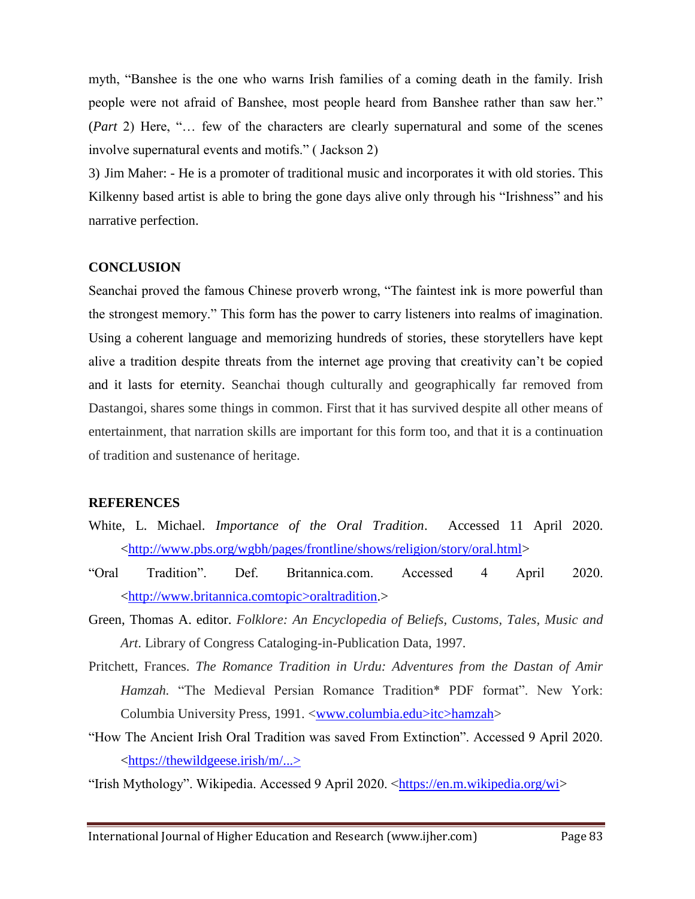myth, "Banshee is the one who warns Irish families of a coming death in the family. Irish people were not afraid of Banshee, most people heard from Banshee rather than saw her." (*Part* 2) Here, "… few of the characters are clearly supernatural and some of the scenes involve supernatural events and motifs." ( Jackson 2)

3) Jim Maher: - He is a promoter of traditional music and incorporates it with old stories. This Kilkenny based artist is able to bring the gone days alive only through his "Irishness" and his narrative perfection.

**CONCLUSION**

Seanchai proved the famous Chinese proverb wrong, "The faintest ink is more powerful than the strongest memory." This form has the power to carry listeners into realms of imagination. Using a coherent language and memorizing hundreds of stories, these storytellers have kept alive a tradition despite threats from the internet age proving that creativity can't be copied and it lasts for eternity. Seanchai though culturally and geographically far removed from Dastangoi, shares some things in common. First that it has survived despite all other means of entertainment, that narration skills are important for this form too, and that it is a continuation of tradition and sustenance of heritage.

**REFERENCES**

White, L. Michael. *Importance of the Oral Tradition*. Accessed 11 April 2020. <http://www.pbs.org/wgbh/pages/frontline/shows/religion/story/oral.html>

"Oral Tradition". Def. Britannica.com. Accessed 4 April 2020. <http://www.britannica.comtopic>oraltradition.>

Green, Thomas A. editor. *Folklore: An Encyclopedia of Beliefs, Customs, Tales, Music and Art*. Library of Congress Cataloging-in-Publication Data, 1997.

Pritchett, Frances. *The Romance Tradition in Urdu: Adventures from the Dastan of Amir Hamzah*. "The Medieval Persian Romance Tradition* PDF format". New York: Columbia University Press, 1991. <www.columbia.edu>itc>hamzah>

"How The Ancient Irish Oral Tradition was saved From Extinction". Accessed 9 April 2020. <https://thewildgeese.irish/m/...>

"Irish Mythology". Wikipedia. Accessed 9 April 2020. <https://en.m.wikipedia.org/wi>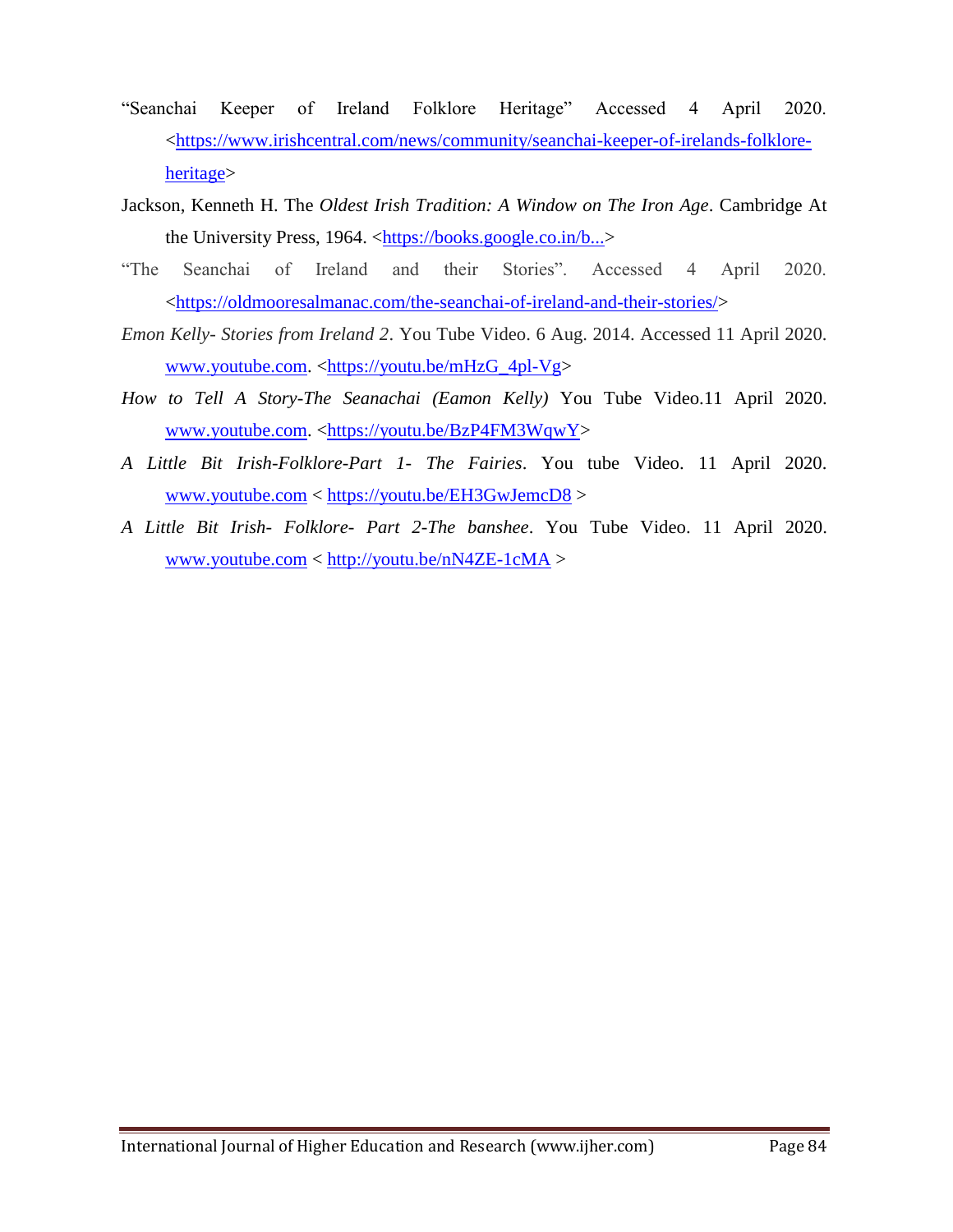"Seanchai Keeper of Ireland Folklore Heritage" Accessed 4 April 2020. <https://www.irishcentral.com/news/community/seanchai-keeper-of-irelands-folklore-heritage>

Jackson, Kenneth H. The *Oldest Irish Tradition: A Window on The Iron Age*. Cambridge At the University Press, 1964. <https://books.google.co.in/b...>

"The Seanchai of Ireland and their Stories". Accessed 4 April 2020. <https://oldmooresalmanac.com/the-seanchai-of-ireland-and-their-stories/>

*Emon Kelly- Stories from Ireland 2*. You Tube Video. 6 Aug. 2014. Accessed 11 April 2020. www.youtube.com. <https://youtu.be/mHzG_4pl-Vg>

*How to Tell A Story-The Seanachai (Eamon Kelly)* You Tube Video.11 April 2020. www.youtube.com. <https://youtu.be/BzP4FM3WqwY>

*A Little Bit Irish-Folklore-Part 1- The Fairies*. You tube Video. 11 April 2020. www.youtube.com < https://youtu.be/EH3GwJemcD8 >

*A Little Bit Irish- Folklore- Part 2-The banshee*. You Tube Video. 11 April 2020. www.youtube.com < http://youtu.be/nN4ZE-1cMA >